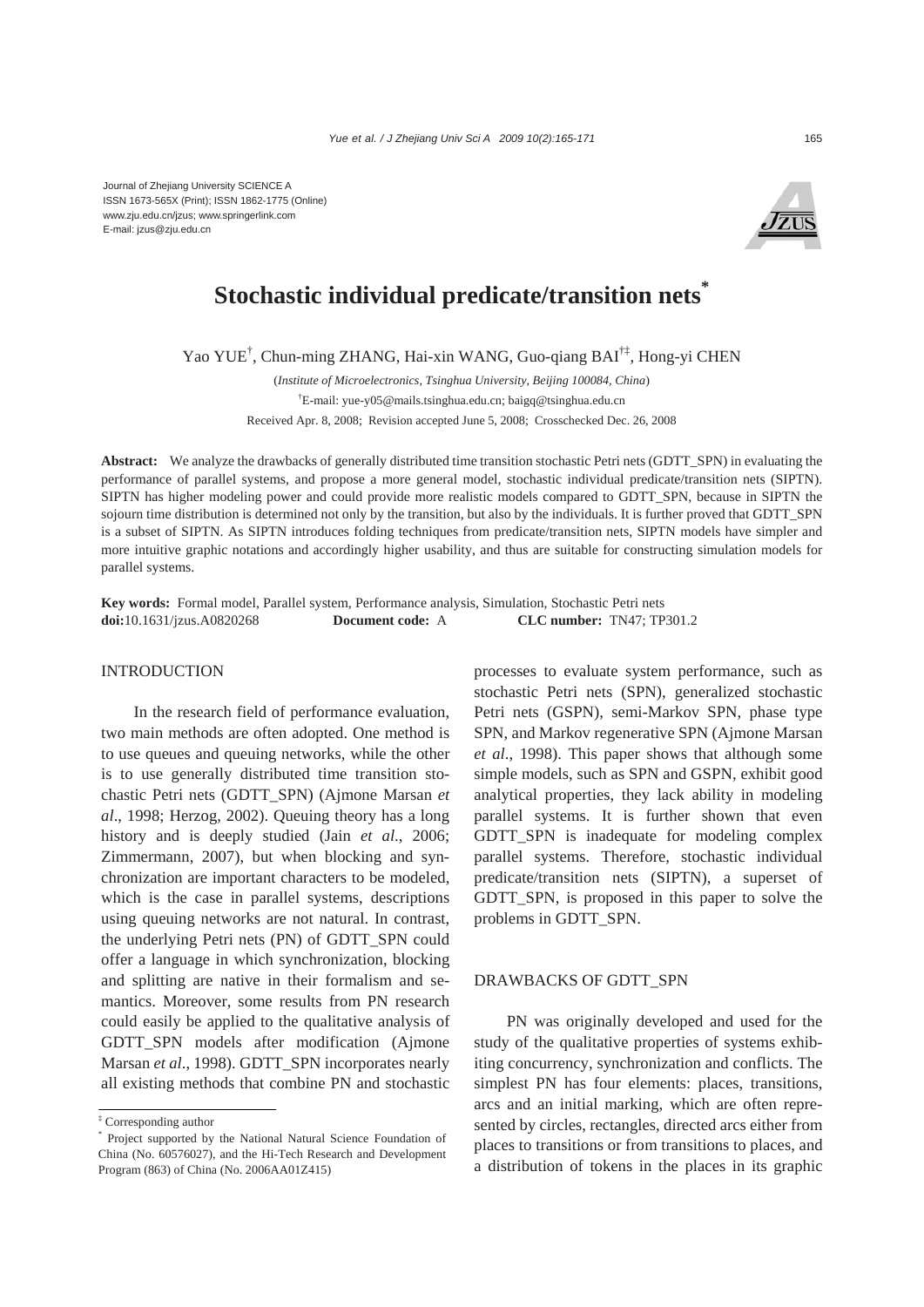Journal of Zhejiang University SCIENCE A
ISSN 1673-565X (Print); ISSN 1862-1775 (Online)
www.zju.edu.cn/jzus; www.springerlink.com
E-mail: jzus@zju.edu.cn

# Stochastic individual predicate/transition nets*

Yao YUE[†], Chun-ming ZHANG, Hai-xin WANG, Guo-qiang BAI[†‡], Hong-yi CHEN

(*Institute of Microelectronics, Tsinghua University, Beijing 100084, China*)

[†]E-mail: yue-y05@mails.tsinghua.edu.cn; baigq@tsinghua.edu.cn

Received Apr. 8, 2008; Revision accepted June 5, 2008; Crosschecked Dec. 26, 2008

**Abstract:** We analyze the drawbacks of generally distributed time transition stochastic Petri nets (GDTT_SPN) in evaluating the performance of parallel systems, and propose a more general model, stochastic individual predicate/transition nets (SIPTN). SIPTN has higher modeling power and could provide more realistic models compared to GDTT_SPN, because in SIPTN the sojourn time distribution is determined not only by the transition, but also by the individuals. It is further proved that GDTT_SPN is a subset of SIPTN. As SIPTN introduces folding techniques from predicate/transition nets, SIPTN models have simpler and more intuitive graphic notations and accordingly higher usability, and thus are suitable for constructing simulation models for parallel systems.

**Key words:** Formal model, Parallel system, Performance analysis, Simulation, Stochastic Petri nets
**doi:**10.1631/jzus.A0820268 **Document code:** A **CLC number:** TN47; TP301.2

## INTRODUCTION

In the research field of performance evaluation, two main methods are often adopted. One method is to use queues and queuing networks, while the other is to use generally distributed time transition stochastic Petri nets (GDTT_SPN) (Ajmone Marsan *et al*., 1998; Herzog, 2002). Queuing theory has a long history and is deeply studied (Jain *et al*., 2006; Zimmermann, 2007), but when blocking and synchronization are important characters to be modeled, which is the case in parallel systems, descriptions using queuing networks are not natural. In contrast, the underlying Petri nets (PN) of GDTT_SPN could offer a language in which synchronization, blocking and splitting are native in their formalism and semantics. Moreover, some results from PN research could easily be applied to the qualitative analysis of GDTT_SPN models after modification (Ajmone Marsan *et al*., 1998). GDTT_SPN incorporates nearly all existing methods that combine PN and stochastic processes to evaluate system performance, such as stochastic Petri nets (SPN), generalized stochastic Petri nets (GSPN), semi-Markov SPN, phase type SPN, and Markov regenerative SPN (Ajmone Marsan *et al*., 1998). This paper shows that although some simple models, such as SPN and GSPN, exhibit good analytical properties, they lack ability in modeling parallel systems. It is further shown that even GDTT_SPN is inadequate for modeling complex parallel systems. Therefore, stochastic individual predicate/transition nets (SIPTN), a superset of GDTT_SPN, is proposed in this paper to solve the problems in GDTT_SPN.

## DRAWBACKS OF GDTT_SPN

PN was originally developed and used for the study of the qualitative properties of systems exhibiting concurrency, synchronization and conflicts. The simplest PN has four elements: places, transitions, arcs and an initial marking, which are often represented by circles, rectangles, directed arcs either from places to transitions or from transitions to places, and a distribution of tokens in the places in its graphic

---

‡ Corresponding author

\* Project supported by the National Natural Science Foundation of China (No. 60576027), and the Hi-Tech Research and Development Program (863) of China (No. 2006AA01Z415)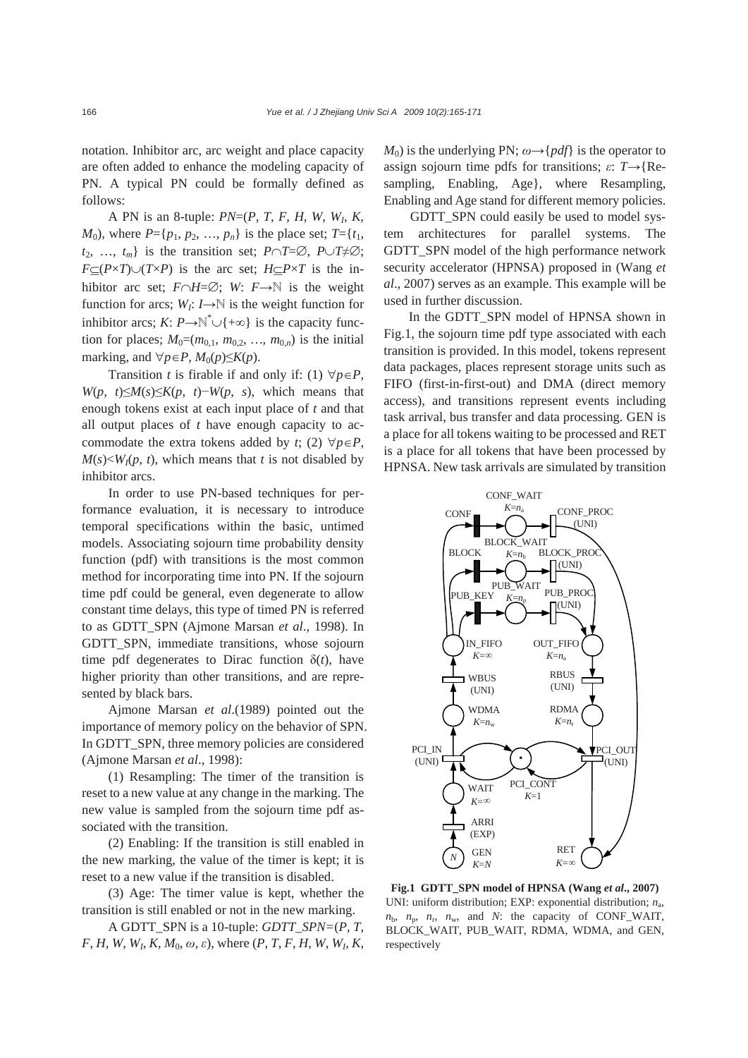notation. Inhibitor arc, arc weight and place capacity are often added to enhance the modeling capacity of PN. A typical PN could be formally defined as follows:

A PN is an 8-tuple: $PN=(P, T, F, H, W, W_I, K, M_0)$, where $P=\{p_1, p_2, \ldots, p_n\}$ is the place set; $T=\{t_1, t_2, \ldots, t_m\}$ is the transition set; $P\cap T=\varnothing$, $P\cup T\neq\varnothing$; $F\subseteq(P\times T)\cup(T\times P)$ is the arc set; $H\subseteq P\times T$ is the inhibitor arc set; $F\cap H=\varnothing$; $W$: $F\rightarrow\mathbb{N}$ is the weight function for arcs; $W_I$: $I\rightarrow\mathbb{N}$ is the weight function for inhibitor arcs; $K$: $P\rightarrow\mathbb{N}^*\cup\{+\infty\}$ is the capacity function for places; $M_0=(m_{0,1}, m_{0,2}, \ldots, m_{0,n})$ is the initial marking, and $\forall p\in P$, $M_0(p)\leq K(p)$.

Transition $t$ is firable if and only if: (1) $\forall p\in P$, $W(p, t)\leq M(s)\leq K(p, t)-W(p, s)$, which means that enough tokens exist at each input place of $t$ and that all output places of $t$ have enough capacity to accommodate the extra tokens added by $t$; (2) $\forall p\in P$, $M(s)<W_I(p, t)$, which means that $t$ is not disabled by inhibitor arcs.

In order to use PN-based techniques for performance evaluation, it is necessary to introduce temporal specifications within the basic, untimed models. Associating sojourn time probability density function (pdf) with transitions is the most common method for incorporating time into PN. If the sojourn time pdf could be general, even degenerate to allow constant time delays, this type of timed PN is referred to as GDTT_SPN (Ajmone Marsan *et al*., 1998). In GDTT_SPN, immediate transitions, whose sojourn time pdf degenerates to Dirac function $\delta(t)$, have higher priority than other transitions, and are represented by black bars.

Ajmone Marsan *et al*.(1989) pointed out the importance of memory policy on the behavior of SPN. In GDTT_SPN, three memory policies are considered (Ajmone Marsan *et al*., 1998):

(1) Resampling: The timer of the transition is reset to a new value at any change in the marking. The new value is sampled from the sojourn time pdf associated with the transition.

(2) Enabling: If the transition is still enabled in the new marking, the value of the timer is kept; it is reset to a new value if the transition is disabled.

(3) Age: The timer value is kept, whether the transition is still enabled or not in the new marking.

A GDTT_SPN is a 10-tuple: $GDTT\_SPN=(P, T, F, H, W, W_I, K, M_0, \omega, \varepsilon)$, where $(P, T, F, H, W, W_I, K, M_0)$ is the underlying PN; $\omega\rightarrow\{pdf\}$ is the operator to assign sojourn time pdfs for transitions; $\varepsilon$: $T\rightarrow$\{Resampling, Enabling, Age\}, where Resampling, Enabling and Age stand for different memory policies.

GDTT_SPN could easily be used to model system architectures for parallel systems. The GDTT_SPN model of the high performance network security accelerator (HPNSA) proposed in (Wang *et al*., 2007) serves as an example. This example will be used in further discussion.

In the GDTT_SPN model of HPNSA shown in Fig.1, the sojourn time pdf type associated with each transition is provided. In this model, tokens represent data packages, places represent storage units such as FIFO (first-in-first-out) and DMA (direct memory access), and transitions represent events including task arrival, bus transfer and data processing. GEN is a place for all tokens waiting to be processed and RET is a place for all tokens that have been processed by HPNSA. New task arrivals are simulated by transition

CONF_WAIT $K=n_a$
CONF
CONF_PROC (UNI)
BLOCK_WAIT $K=n_b$
BLOCK
BLOCK_PROC (UNI)
PUB_WAIT $K=n_p$
PUB_KEY
PUB_PROC (UNI)
IN_FIFO $K=\infty$
OUT_FIFO $K=n_a$
WBUS (UNI)
RBUS (UNI)
WDMA $K=n_w$
RDMA $K=n_r$
PCI_IN (UNI)
PCI_OUT (UNI)
PCI_CONT $K$=1
WAIT $K=\infty$
ARRI (EXP)
GEN $K=N$
$N$
RET $K=\infty$

**Fig.1 GDTT_SPN model of HPNSA (Wang *et al*., 2007)**
UNI: uniform distribution; EXP: exponential distribution; $n_a$, $n_b$, $n_p$, $n_r$, $n_w$, and $N$: the capacity of CONF_WAIT, BLOCK_WAIT, PUB_WAIT, RDMA, WDMA, and GEN, respectively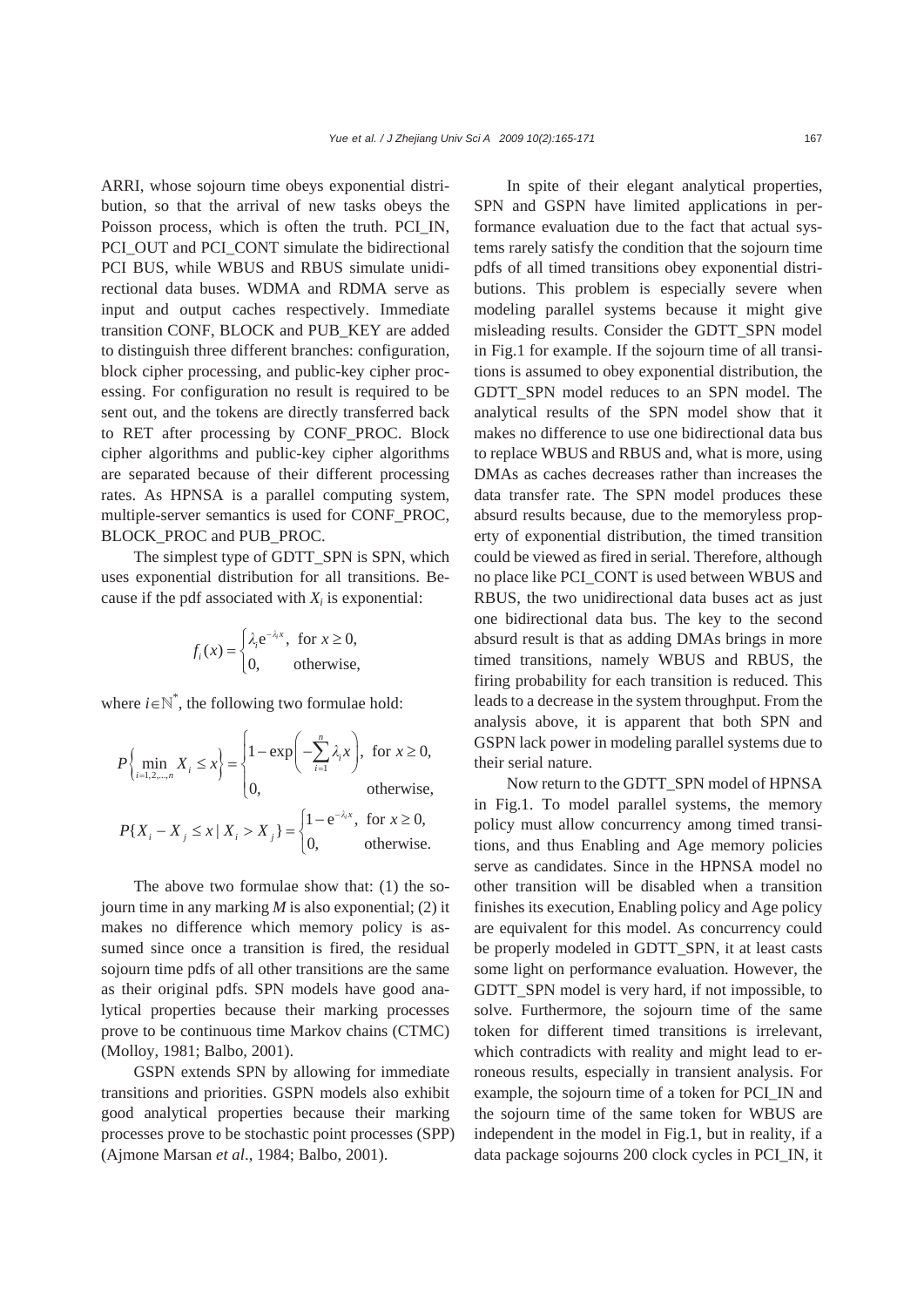ARRI, whose sojourn time obeys exponential distribution, so that the arrival of new tasks obeys the Poisson process, which is often the truth. PCI_IN, PCI_OUT and PCI_CONT simulate the bidirectional PCI BUS, while WBUS and RBUS simulate unidirectional data buses. WDMA and RDMA serve as input and output caches respectively. Immediate transition CONF, BLOCK and PUB_KEY are added to distinguish three different branches: configuration, block cipher processing, and public-key cipher processing. For configuration no result is required to be sent out, and the tokens are directly transferred back to RET after processing by CONF_PROC. Block cipher algorithms and public-key cipher algorithms are separated because of their different processing rates. As HPNSA is a parallel computing system, multiple-server semantics is used for CONF_PROC, BLOCK_PROC and PUB_PROC.

The simplest type of GDTT_SPN is SPN, which uses exponential distribution for all transitions. Because if the pdf associated with $X_i$ is exponential:

$$f_i(x) = \begin{cases} \lambda_i \mathrm{e}^{-\lambda_i x}, & \text{for } x \geq 0, \\ 0, & \text{otherwise,} \end{cases}$$

where $i \in \mathbb{N}^*$, the following two formulae hold:

$$P\left\{\min_{i=1,2,\ldots,n} X_i \leq x\right\} = \begin{cases} 1 - \exp\left(-\sum_{i=1}^{n} \lambda_i x\right), & \text{for } x \geq 0, \\ 0, & \text{otherwise,} \end{cases}$$

$$P\{X_i - X_j \leq x \mid X_i > X_j\} = \begin{cases} 1 - \mathrm{e}^{-\lambda_i x}, & \text{for } x \geq 0, \\ 0, & \text{otherwise.} \end{cases}$$

The above two formulae show that: (1) the sojourn time in any marking $M$ is also exponential; (2) it makes no difference which memory policy is assumed since once a transition is fired, the residual sojourn time pdfs of all other transitions are the same as their original pdfs. SPN models have good analytical properties because their marking processes prove to be continuous time Markov chains (CTMC) (Molloy, 1981; Balbo, 2001).

GSPN extends SPN by allowing for immediate transitions and priorities. GSPN models also exhibit good analytical properties because their marking processes prove to be stochastic point processes (SPP) (Ajmone Marsan *et al*., 1984; Balbo, 2001).

In spite of their elegant analytical properties, SPN and GSPN have limited applications in performance evaluation due to the fact that actual systems rarely satisfy the condition that the sojourn time pdfs of all timed transitions obey exponential distributions. This problem is especially severe when modeling parallel systems because it might give misleading results. Consider the GDTT_SPN model in Fig.1 for example. If the sojourn time of all transitions is assumed to obey exponential distribution, the GDTT_SPN model reduces to an SPN model. The analytical results of the SPN model show that it makes no difference to use one bidirectional data bus to replace WBUS and RBUS and, what is more, using DMAs as caches decreases rather than increases the data transfer rate. The SPN model produces these absurd results because, due to the memoryless property of exponential distribution, the timed transition could be viewed as fired in serial. Therefore, although no place like PCI_CONT is used between WBUS and RBUS, the two unidirectional data buses act as just one bidirectional data bus. The key to the second absurd result is that as adding DMAs brings in more timed transitions, namely WBUS and RBUS, the firing probability for each transition is reduced. This leads to a decrease in the system throughput. From the analysis above, it is apparent that both SPN and GSPN lack power in modeling parallel systems due to their serial nature.

Now return to the GDTT_SPN model of HPNSA in Fig.1. To model parallel systems, the memory policy must allow concurrency among timed transitions, and thus Enabling and Age memory policies serve as candidates. Since in the HPNSA model no other transition will be disabled when a transition finishes its execution, Enabling policy and Age policy are equivalent for this model. As concurrency could be properly modeled in GDTT_SPN, it at least casts some light on performance evaluation. However, the GDTT_SPN model is very hard, if not impossible, to solve. Furthermore, the sojourn time of the same token for different timed transitions is irrelevant, which contradicts with reality and might lead to erroneous results, especially in transient analysis. For example, the sojourn time of a token for PCI_IN and the sojourn time of the same token for WBUS are independent in the model in Fig.1, but in reality, if a data package sojourns 200 clock cycles in PCI_IN, it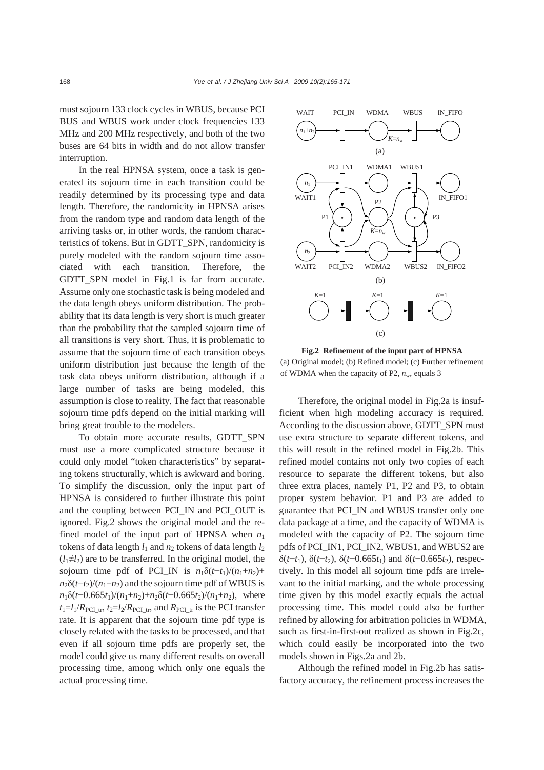must sojourn 133 clock cycles in WBUS, because PCI BUS and WBUS work under clock frequencies 133 MHz and 200 MHz respectively, and both of the two buses are 64 bits in width and do not allow transfer interruption.

In the real HPNSA system, once a task is generated its sojourn time in each transition could be readily determined by its processing type and data length. Therefore, the randomicity in HPNSA arises from the random type and random data length of the arriving tasks or, in other words, the random characteristics of tokens. But in GDTT_SPN, randomicity is purely modeled with the random sojourn time associated with each transition. Therefore, the GDTT_SPN model in Fig.1 is far from accurate. Assume only one stochastic task is being modeled and the data length obeys uniform distribution. The probability that its data length is very short is much greater than the probability that the sampled sojourn time of all transitions is very short. Thus, it is problematic to assume that the sojourn time of each transition obeys uniform distribution just because the length of the task data obeys uniform distribution, although if a large number of tasks are being modeled, this assumption is close to reality. The fact that reasonable sojourn time pdfs depend on the initial marking will bring great trouble to the modelers.

To obtain more accurate results, GDTT_SPN must use a more complicated structure because it could only model "token characteristics" by separating tokens structurally, which is awkward and boring. To simplify the discussion, only the input part of HPNSA is considered to further illustrate this point and the coupling between PCI_IN and PCI_OUT is ignored. Fig.2 shows the original model and the refined model of the input part of HPNSA when $n_1$ tokens of data length $l_1$ and $n_2$ tokens of data length $l_2$ ($l_1 \neq l_2$) are to be transferred. In the original model, the sojourn time pdf of PCI_IN is $n_1\delta(t-t_1)/(n_1+n_2)+n_2\delta(t-t_2)/(n_1+n_2)$ and the sojourn time pdf of WBUS is $n_1\delta(t-0.665t_1)/(n_1+n_2)+n_2\delta(t-0.665t_2)/(n_1+n_2)$, where $t_1=l_1/R_{\mathrm{PCI\_tr}}$, $t_2=l_2/R_{\mathrm{PCI\_tr}}$, and $R_{\mathrm{PCI\_tr}}$ is the PCI transfer rate. It is apparent that the sojourn time pdf type is closely related with the tasks to be processed, and that even if all sojourn time pdfs are properly set, the model could give us many different results on overall processing time, among which only one equals the actual processing time.

WAIT PCI_IN WDMA WBUS IN_FIFO
$n_1+n_2$
$K=n_w$
(a)

PCI_IN1 WDMA1 WBUS1
$n_1$
WAIT1 IN_FIFO1
P2
P1 P3
$K=n_w$
$n_2$
WAIT2 PCI_IN2 WDMA2 WBUS2 IN_FIFO2
(b)

$K$=1 $K$=1 $K$=1
(c)

**Fig.2 Refinement of the input part of HPNSA**
(a) Original model; (b) Refined model; (c) Further refinement of WDMA when the capacity of P2, $n_w$, equals 3

Therefore, the original model in Fig.2a is insufficient when high modeling accuracy is required. According to the discussion above, GDTT_SPN must use extra structure to separate different tokens, and this will result in the refined model in Fig.2b. This refined model contains not only two copies of each resource to separate the different tokens, but also three extra places, namely P1, P2 and P3, to obtain proper system behavior. P1 and P3 are added to guarantee that PCI_IN and WBUS transfer only one data package at a time, and the capacity of WDMA is modeled with the capacity of P2. The sojourn time pdfs of PCI_IN1, PCI_IN2, WBUS1, and WBUS2 are $\delta(t-t_1)$, $\delta(t-t_2)$, $\delta(t-0.665t_1)$ and $\delta(t-0.665t_2)$, respectively. In this model all sojourn time pdfs are irrelevant to the initial marking, and the whole processing time given by this model exactly equals the actual processing time. This model could also be further refined by allowing for arbitration policies in WDMA, such as first-in-first-out realized as shown in Fig.2c, which could easily be incorporated into the two models shown in Figs.2a and 2b.

Although the refined model in Fig.2b has satisfactory accuracy, the refinement process increases the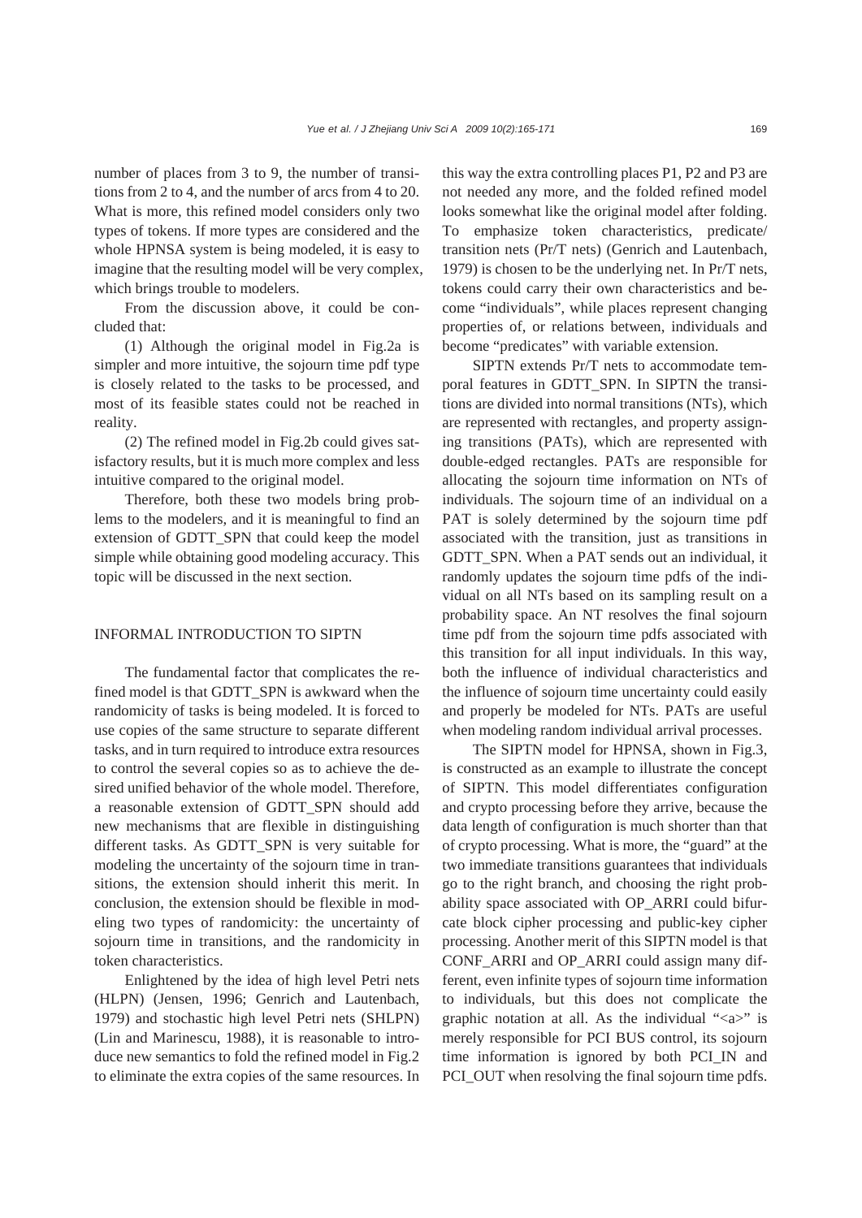number of places from 3 to 9, the number of transitions from 2 to 4, and the number of arcs from 4 to 20. What is more, this refined model considers only two types of tokens. If more types are considered and the whole HPNSA system is being modeled, it is easy to imagine that the resulting model will be very complex, which brings trouble to modelers.

From the discussion above, it could be concluded that:

(1) Although the original model in Fig.2a is simpler and more intuitive, the sojourn time pdf type is closely related to the tasks to be processed, and most of its feasible states could not be reached in reality.

(2) The refined model in Fig.2b could gives satisfactory results, but it is much more complex and less intuitive compared to the original model.

Therefore, both these two models bring problems to the modelers, and it is meaningful to find an extension of GDTT_SPN that could keep the model simple while obtaining good modeling accuracy. This topic will be discussed in the next section.

## INFORMAL INTRODUCTION TO SIPTN

The fundamental factor that complicates the refined model is that GDTT_SPN is awkward when the randomicity of tasks is being modeled. It is forced to use copies of the same structure to separate different tasks, and in turn required to introduce extra resources to control the several copies so as to achieve the desired unified behavior of the whole model. Therefore, a reasonable extension of GDTT_SPN should add new mechanisms that are flexible in distinguishing different tasks. As GDTT_SPN is very suitable for modeling the uncertainty of the sojourn time in transitions, the extension should inherit this merit. In conclusion, the extension should be flexible in modeling two types of randomicity: the uncertainty of sojourn time in transitions, and the randomicity in token characteristics.

Enlightened by the idea of high level Petri nets (HLPN) (Jensen, 1996; Genrich and Lautenbach, 1979) and stochastic high level Petri nets (SHLPN) (Lin and Marinescu, 1988), it is reasonable to introduce new semantics to fold the refined model in Fig.2 to eliminate the extra copies of the same resources. In this way the extra controlling places P1, P2 and P3 are not needed any more, and the folded refined model looks somewhat like the original model after folding. To emphasize token characteristics, predicate/transition nets (Pr/T nets) (Genrich and Lautenbach, 1979) is chosen to be the underlying net. In Pr/T nets, tokens could carry their own characteristics and become "individuals", while places represent changing properties of, or relations between, individuals and become "predicates" with variable extension.

SIPTN extends Pr/T nets to accommodate temporal features in GDTT_SPN. In SIPTN the transitions are divided into normal transitions (NTs), which are represented with rectangles, and property assigning transitions (PATs), which are represented with double-edged rectangles. PATs are responsible for allocating the sojourn time information on NTs of individuals. The sojourn time of an individual on a PAT is solely determined by the sojourn time pdf associated with the transition, just as transitions in GDTT_SPN. When a PAT sends out an individual, it randomly updates the sojourn time pdfs of the individual on all NTs based on its sampling result on a probability space. An NT resolves the final sojourn time pdf from the sojourn time pdfs associated with this transition for all input individuals. In this way, both the influence of individual characteristics and the influence of sojourn time uncertainty could easily and properly be modeled for NTs. PATs are useful when modeling random individual arrival processes.

The SIPTN model for HPNSA, shown in Fig.3, is constructed as an example to illustrate the concept of SIPTN. This model differentiates configuration and crypto processing before they arrive, because the data length of configuration is much shorter than that of crypto processing. What is more, the "guard" at the two immediate transitions guarantees that individuals go to the right branch, and choosing the right probability space associated with OP_ARRI could bifurcate block cipher processing and public-key cipher processing. Another merit of this SIPTN model is that CONF_ARRI and OP_ARRI could assign many different, even infinite types of sojourn time information to individuals, but this does not complicate the graphic notation at all. As the individual "<a>" is merely responsible for PCI BUS control, its sojourn time information is ignored by both PCI_IN and PCI_OUT when resolving the final sojourn time pdfs.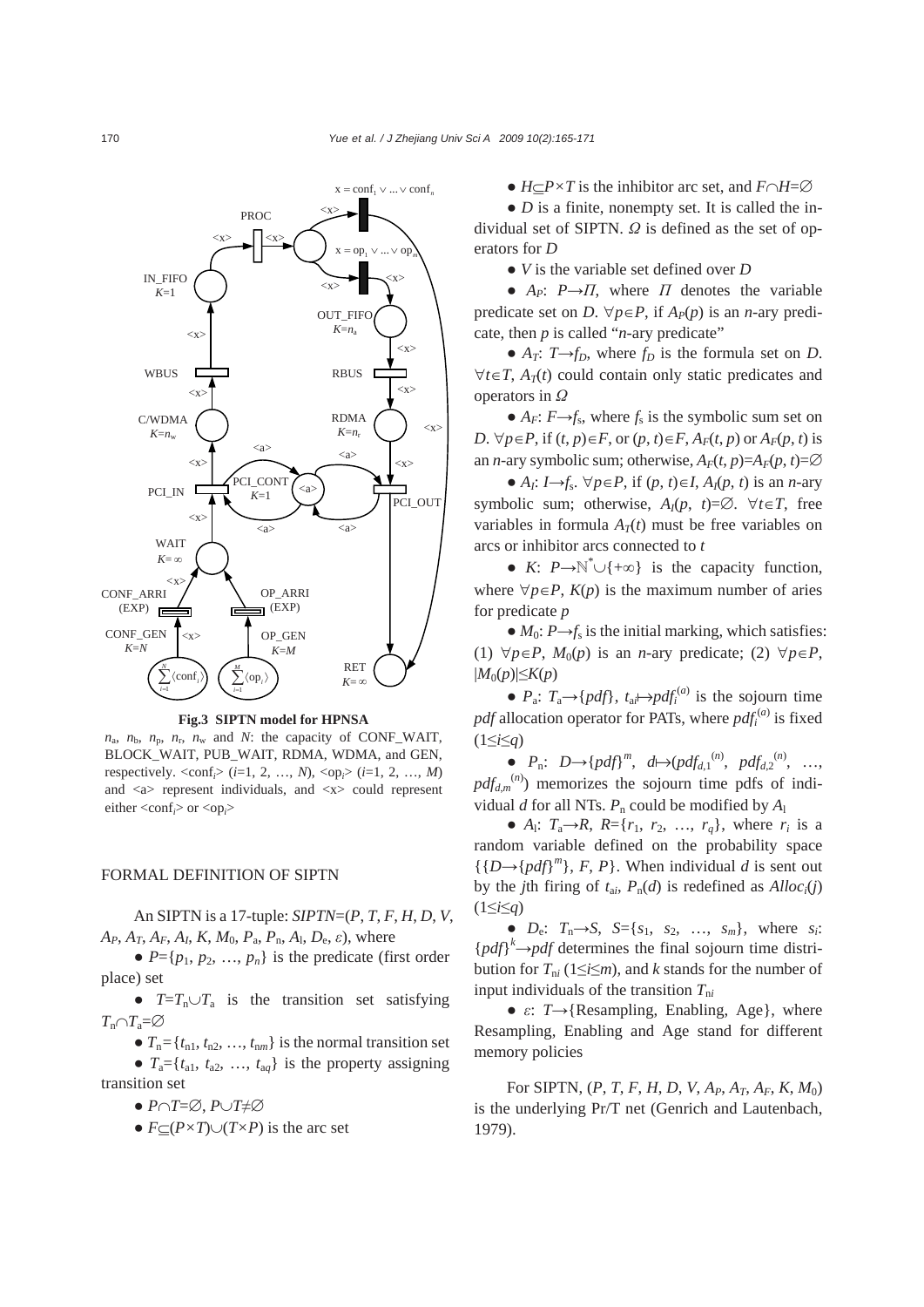PROC

$x = \mathrm{conf}_1 \vee ... \vee \mathrm{conf}_n$

$x = \mathrm{op}_1 \vee ... \vee \mathrm{op}_m$

IN_FIFO $K$=1

OUT_FIFO $K=n_a$

WBUS

RBUS

C/WDMA $K=n_w$

RDMA $K=n_r$

PCI_IN

PCI_CONT $K$=1

PCI_OUT

WAIT $K=\infty$

CONF_ARRI (EXP)

OP_ARRI (EXP)

CONF_GEN $K=N$

OP_GEN $K=M$

RET $K=\infty$

$\sum_{i=1}^{N}\langle \mathrm{conf}_i \rangle$

$\sum_{i=1}^{M}\langle \mathrm{op}_i \rangle$

**Fig.3 SIPTN model for HPNSA**

$n_a$, $n_b$, $n_p$, $n_r$, $n_w$ and $N$: the capacity of CONF_WAIT, BLOCK_WAIT, PUB_WAIT, RDMA, WDMA, and GEN, respectively. <conf$_i$> ($i$=1, 2, …, $N$), <op$_i$> ($i$=1, 2, …, $M$) and <a> represent individuals, and <x> could represent either <conf$_i$> or <op$_i$>

## FORMAL DEFINITION OF SIPTN

An SIPTN is a 17-tuple: $SIPTN=(P, T, F, H, D, V, A_P, A_T, A_F, A_I, K, M_0, P_a, P_n, A_l, D_e, \varepsilon)$, where

- $P=\{p_1, p_2, …, p_n\}$ is the predicate (first order place) set
- $T=T_n \cup T_a$ is the transition set satisfying $T_n \cap T_a = \varnothing$
- $T_n=\{t_{n1}, t_{n2}, …, t_{nm}\}$ is the normal transition set
- $T_a=\{t_{a1}, t_{a2}, …, t_{aq}\}$ is the property assigning transition set
- $P \cap T=\varnothing$, $P \cup T \neq \varnothing$
- $F \subseteq (P\times T)\cup(T\times P)$ is the arc set
- $H \subseteq P\times T$ is the inhibitor arc set, and $F\cap H=\varnothing$
- $D$ is a finite, nonempty set. It is called the individual set of SIPTN. $\Omega$ is defined as the set of operators for $D$
- $V$ is the variable set defined over $D$
- $A_P$: $P\rightarrow\Pi$, where $\Pi$ denotes the variable predicate set on $D$. $\forall p\in P$, if $A_P(p)$ is an $n$-ary predicate, then $p$ is called "$n$-ary predicate"
- $A_T$: $T\rightarrow f_D$, where $f_D$ is the formula set on $D$. $\forall t\in T$, $A_T(t)$ could contain only static predicates and operators in $\Omega$
- $A_F$: $F\rightarrow f_s$, where $f_s$ is the symbolic sum set on $D$. $\forall p\in P$, if $(t, p)\in F$, or $(p, t)\in F$, $A_F(t, p)$ or $A_F(p, t)$ is an $n$-ary symbolic sum; otherwise, $A_F(t, p)=A_F(p, t)=\varnothing$
- $A_I$: $I\rightarrow f_s$. $\forall p\in P$, if $(p, t)\in I$, $A_I(p, t)$ is an $n$-ary symbolic sum; otherwise, $A_I(p, t)=\varnothing$. $\forall t\in T$, free variables in formula $A_T(t)$ must be free variables on arcs or inhibitor arcs connected to $t$
- $K$: $P\rightarrow\mathbb{N}^*\cup\{+\infty\}$ is the capacity function, where $\forall p\in P$, $K(p)$ is the maximum number of aries for predicate $p$
- $M_0$: $P\rightarrow f_s$ is the initial marking, which satisfies: (1) $\forall p\in P$, $M_0(p)$ is an $n$-ary predicate; (2) $\forall p\in P$, $|M_0(p)|\leq K(p)$
- $P_a$: $T_a\rightarrow\{pdf\}$, $t_{ai}\mapsto pdf_i^{(a)}$ is the sojourn time $pdf$ allocation operator for PATs, where $pdf_i^{(a)}$ is fixed ($1\leq i\leq q$)
- $P_n$: $D\rightarrow\{pdf\}^m$, $d\mapsto(pdf_{d,1}^{(n)}, pdf_{d,2}^{(n)}, …, pdf_{d,m}^{(n)})$ memorizes the sojourn time pdfs of individual $d$ for all NTs. $P_n$ could be modified by $A_l$
- $A_l$: $T_a\rightarrow R$, $R=\{r_1, r_2, …, r_q\}$, where $r_i$ is a random variable defined on the probability space $\{\{D\rightarrow\{pdf\}^m\}, F, P\}$. When individual $d$ is sent out by the $j$th firing of $t_{ai}$, $P_n(d)$ is redefined as $Alloc_i(j)$ ($1\leq i\leq q$)
- $D_e$: $T_n\rightarrow S$, $S=\{s_1, s_2, …, s_m\}$, where $s_i$: $\{pdf\}^k\rightarrow pdf$ determines the final sojourn time distribution for $T_{ni}$ ($1\leq i\leq m$), and $k$ stands for the number of input individuals of the transition $T_{ni}$
- $\varepsilon$: $T\rightarrow$\{Resampling, Enabling, Age\}, where Resampling, Enabling and Age stand for different memory policies

For SIPTN, $(P, T, F, H, D, V, A_P, A_T, A_F, K, M_0)$ is the underlying Pr/T net (Genrich and Lautenbach, 1979).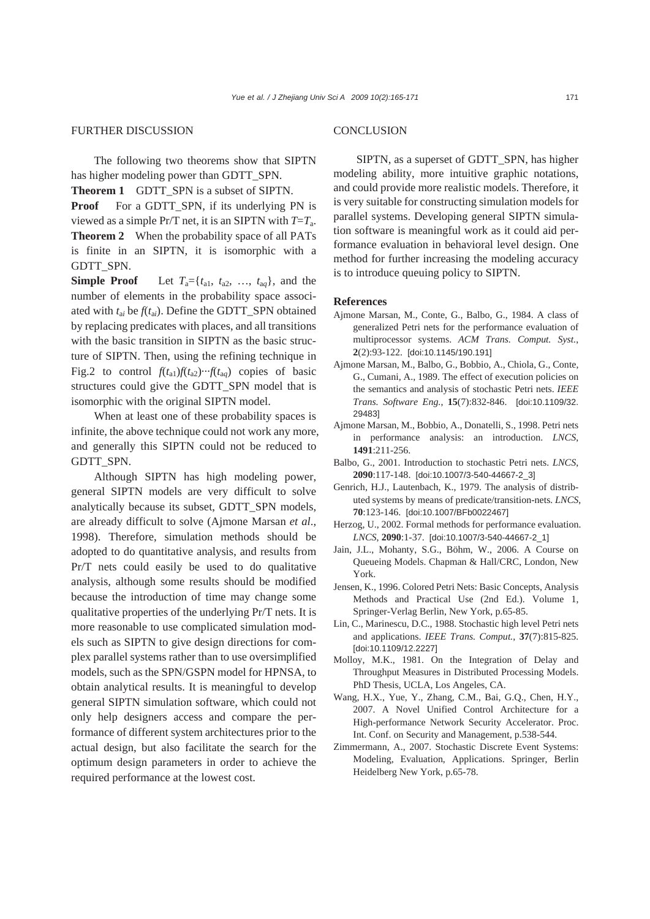## FURTHER DISCUSSION

The following two theorems show that SIPTN has higher modeling power than GDTT_SPN.

**Theorem 1** GDTT_SPN is a subset of SIPTN.

**Proof** For a GDTT_SPN, if its underlying PN is viewed as a simple Pr/T net, it is an SIPTN with $T=T_a$.

**Theorem 2** When the probability space of all PATs is finite in an SIPTN, it is isomorphic with a GDTT_SPN.

**Simple Proof** Let $T_a=\{t_{a1}, t_{a2}, \ldots, t_{aq}\}$, and the number of elements in the probability space associated with $t_{ai}$ be $f(t_{ai})$. Define the GDTT_SPN obtained by replacing predicates with places, and all transitions with the basic transition in SIPTN as the basic structure of SIPTN. Then, using the refining technique in Fig.2 to control $f(t_{a1})f(t_{a2})\cdots f(t_{aq})$ copies of basic structures could give the GDTT_SPN model that is isomorphic with the original SIPTN model.

When at least one of these probability spaces is infinite, the above technique could not work any more, and generally this SIPTN could not be reduced to GDTT_SPN.

Although SIPTN has high modeling power, general SIPTN models are very difficult to solve analytically because its subset, GDTT_SPN models, are already difficult to solve (Ajmone Marsan *et al*., 1998). Therefore, simulation methods should be adopted to do quantitative analysis, and results from Pr/T nets could easily be used to do qualitative analysis, although some results should be modified because the introduction of time may change some qualitative properties of the underlying Pr/T nets. It is more reasonable to use complicated simulation models such as SIPTN to give design directions for complex parallel systems rather than to use oversimplified models, such as the SPN/GSPN model for HPNSA, to obtain analytical results. It is meaningful to develop general SIPTN simulation software, which could not only help designers access and compare the performance of different system architectures prior to the actual design, but also facilitate the search for the optimum design parameters in order to achieve the required performance at the lowest cost.

## CONCLUSION

SIPTN, as a superset of GDTT_SPN, has higher modeling ability, more intuitive graphic notations, and could provide more realistic models. Therefore, it is very suitable for constructing simulation models for parallel systems. Developing general SIPTN simulation software is meaningful work as it could aid performance evaluation in behavioral level design. One method for further increasing the modeling accuracy is to introduce queuing policy to SIPTN.

### References

Ajmone Marsan, M., Conte, G., Balbo, G., 1984. A class of generalized Petri nets for the performance evaluation of multiprocessor systems. *ACM Trans. Comput. Syst.*, **2**(2):93-122. [doi:10.1145/190.191]

Ajmone Marsan, M., Balbo, G., Bobbio, A., Chiola, G., Conte, G., Cumani, A., 1989. The effect of execution policies on the semantics and analysis of stochastic Petri nets. *IEEE Trans. Software Eng.*, **15**(7):832-846. [doi:10.1109/32.29483]

Ajmone Marsan, M., Bobbio, A., Donatelli, S., 1998. Petri nets in performance analysis: an introduction. *LNCS*, **1491**:211-256.

Balbo, G., 2001. Introduction to stochastic Petri nets. *LNCS*, **2090**:117-148. [doi:10.1007/3-540-44667-2_3]

Genrich, H.J., Lautenbach, K., 1979. The analysis of distributed systems by means of predicate/transition-nets. *LNCS*, **70**:123-146. [doi:10.1007/BFb0022467]

Herzog, U., 2002. Formal methods for performance evaluation. *LNCS*, **2090**:1-37. [doi:10.1007/3-540-44667-2_1]

Jain, J.L., Mohanty, S.G., Böhm, W., 2006. A Course on Queueing Models. Chapman & Hall/CRC, London, New York.

Jensen, K., 1996. Colored Petri Nets: Basic Concepts, Analysis Methods and Practical Use (2nd Ed.). Volume 1, Springer-Verlag Berlin, New York, p.65-85.

Lin, C., Marinescu, D.C., 1988. Stochastic high level Petri nets and applications. *IEEE Trans. Comput.*, **37**(7):815-825. [doi:10.1109/12.2227]

Molloy, M.K., 1981. On the Integration of Delay and Throughput Measures in Distributed Processing Models. PhD Thesis, UCLA, Los Angeles, CA.

Wang, H.X., Yue, Y., Zhang, C.M., Bai, G.Q., Chen, H.Y., 2007. A Novel Unified Control Architecture for a High-performance Network Security Accelerator. Proc. Int. Conf. on Security and Management, p.538-544.

Zimmermann, A., 2007. Stochastic Discrete Event Systems: Modeling, Evaluation, Applications. Springer, Berlin Heidelberg New York, p.65-78.